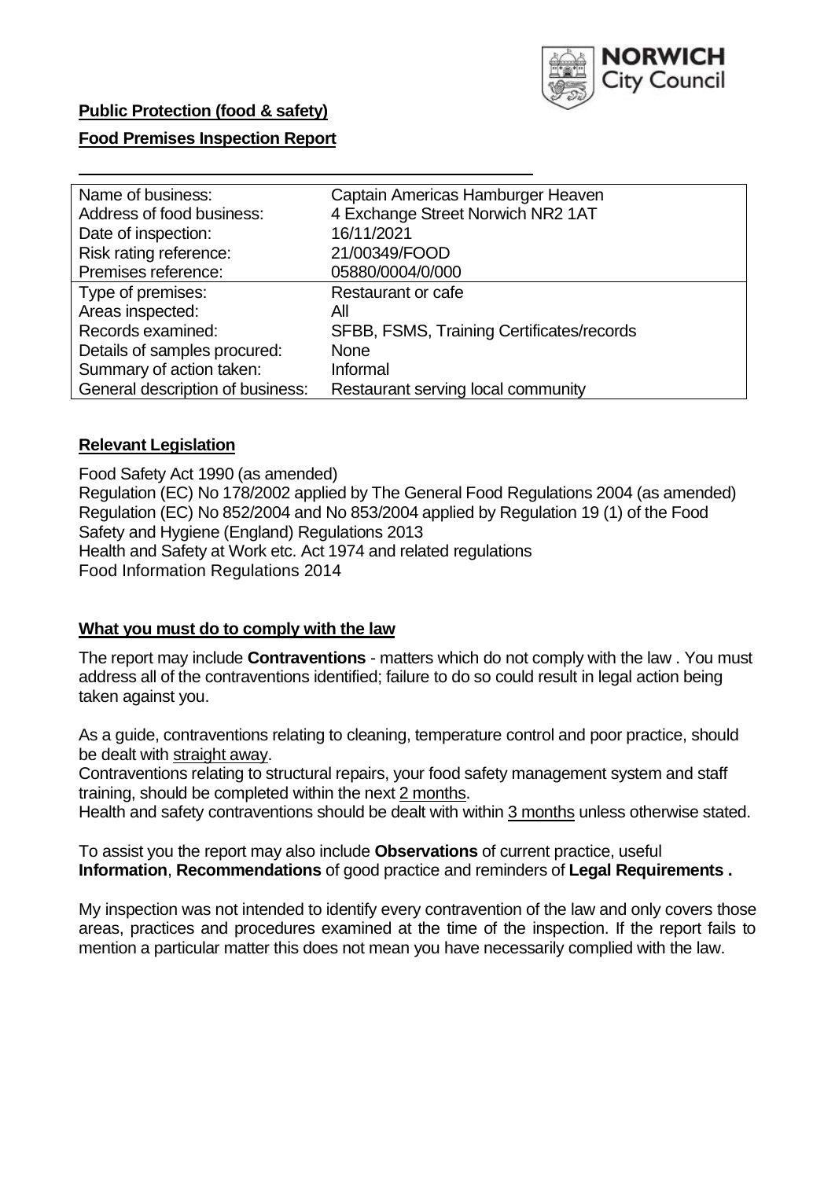**Public Protection (food & safety)**

**Food Premises Inspection Report**

| Name of business: | Captain Americas Hamburger Heaven |
|---|---|
| Address of food business: | 4 Exchange Street Norwich NR2 1AT |
| Date of inspection: | 16/11/2021 |
| Risk rating reference: | 21/00349/FOOD |
| Premises reference: | 05880/0004/0/000 |
| Type of premises: | Restaurant or cafe |
| Areas inspected: | All |
| Records examined: | SFBB, FSMS, Training Certificates/records |
| Details of samples procured: | None |
| Summary of action taken: | Informal |
| General description of business: | Restaurant serving local community |

## **Relevant Legislation**

Food Safety Act 1990 (as amended)
Regulation (EC) No 178/2002 applied by The General Food Regulations 2004 (as amended)
Regulation (EC) No 852/2004 and No 853/2004 applied by Regulation 19 (1) of the Food Safety and Hygiene (England) Regulations 2013
Health and Safety at Work etc. Act 1974 and related regulations
Food Information Regulations 2014

## **What you must do to comply with the law**

The report may include **Contraventions** - matters which do not comply with the law . You must address all of the contraventions identified; failure to do so could result in legal action being taken against you.

As a guide, contraventions relating to cleaning, temperature control and poor practice, should be dealt with straight away.
Contraventions relating to structural repairs, your food safety management system and staff training, should be completed within the next 2 months.
Health and safety contraventions should be dealt with within 3 months unless otherwise stated.

To assist you the report may also include **Observations** of current practice, useful **Information**, **Recommendations** of good practice and reminders of **Legal Requirements .**

My inspection was not intended to identify every contravention of the law and only covers those areas, practices and procedures examined at the time of the inspection. If the report fails to mention a particular matter this does not mean you have necessarily complied with the law.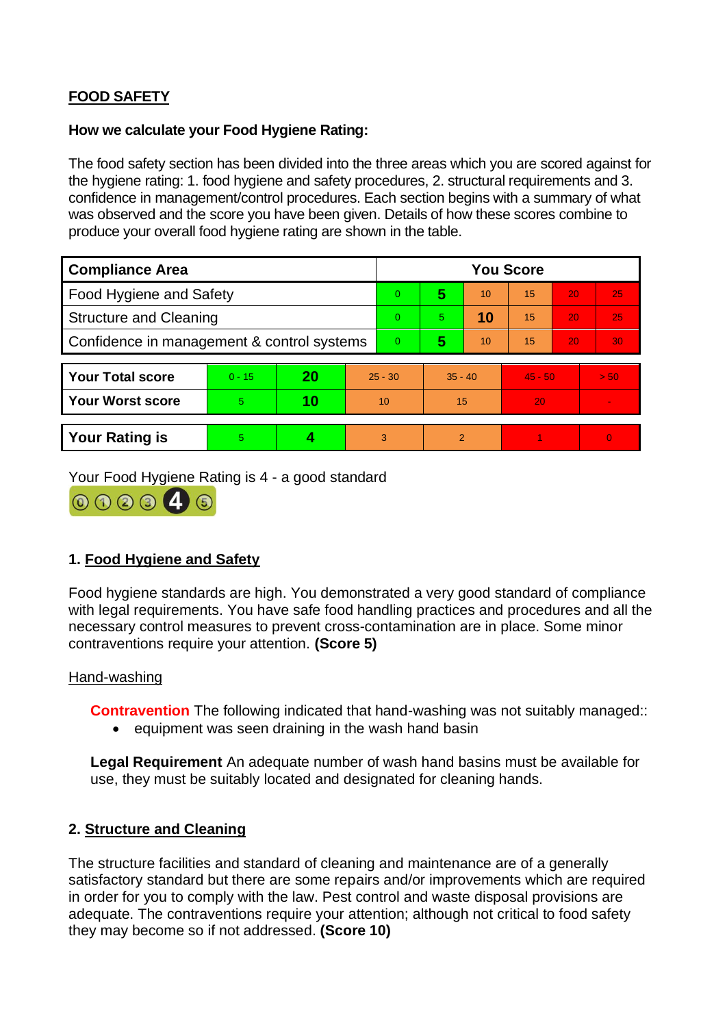## FOOD SAFETY

**How we calculate your Food Hygiene Rating:**

The food safety section has been divided into the three areas which you are scored against for the hygiene rating: 1. food hygiene and safety procedures, 2. structural requirements and 3. confidence in management/control procedures. Each section begins with a summary of what was observed and the score you have been given. Details of how these scores combine to produce your overall food hygiene rating are shown in the table.

| Compliance Area | You Score | | | | | |
|---|---|---|---|---|---|---|
| Food Hygiene and Safety | 0 | **5** | 10 | 15 | 20 | 25 |
| Structure and Cleaning | 0 | 5 | **10** | 15 | 20 | 25 |
| Confidence in management & control systems | 0 | **5** | 10 | 15 | 20 | 30 |

| | | | | | | |
|---|---|---|---|---|---|---|
| **Your Total score** | 0 - 15 | **20** | 25 - 30 | 35 - 40 | 45 - 50 | > 50 |
| **Your Worst score** | 5 | **10** | 10 | 15 | 20 | - |

| | | | | | | |
|---|---|---|---|---|---|---|
| **Your Rating is** | 5 | **4** | 3 | 2 | 1 | 0 |

Your Food Hygiene Rating is 4 - a good standard

### 1. Food Hygiene and Safety

Food hygiene standards are high. You demonstrated a very good standard of compliance with legal requirements. You have safe food handling practices and procedures and all the necessary control measures to prevent cross-contamination are in place. Some minor contraventions require your attention. **(Score 5)**

Hand-washing

**Contravention** The following indicated that hand-washing was not suitably managed::

- equipment was seen draining in the wash hand basin

**Legal Requirement** An adequate number of wash hand basins must be available for use, they must be suitably located and designated for cleaning hands.

### 2. Structure and Cleaning

The structure facilities and standard of cleaning and maintenance are of a generally satisfactory standard but there are some repairs and/or improvements which are required in order for you to comply with the law. Pest control and waste disposal provisions are adequate. The contraventions require your attention; although not critical to food safety they may become so if not addressed. **(Score 10)**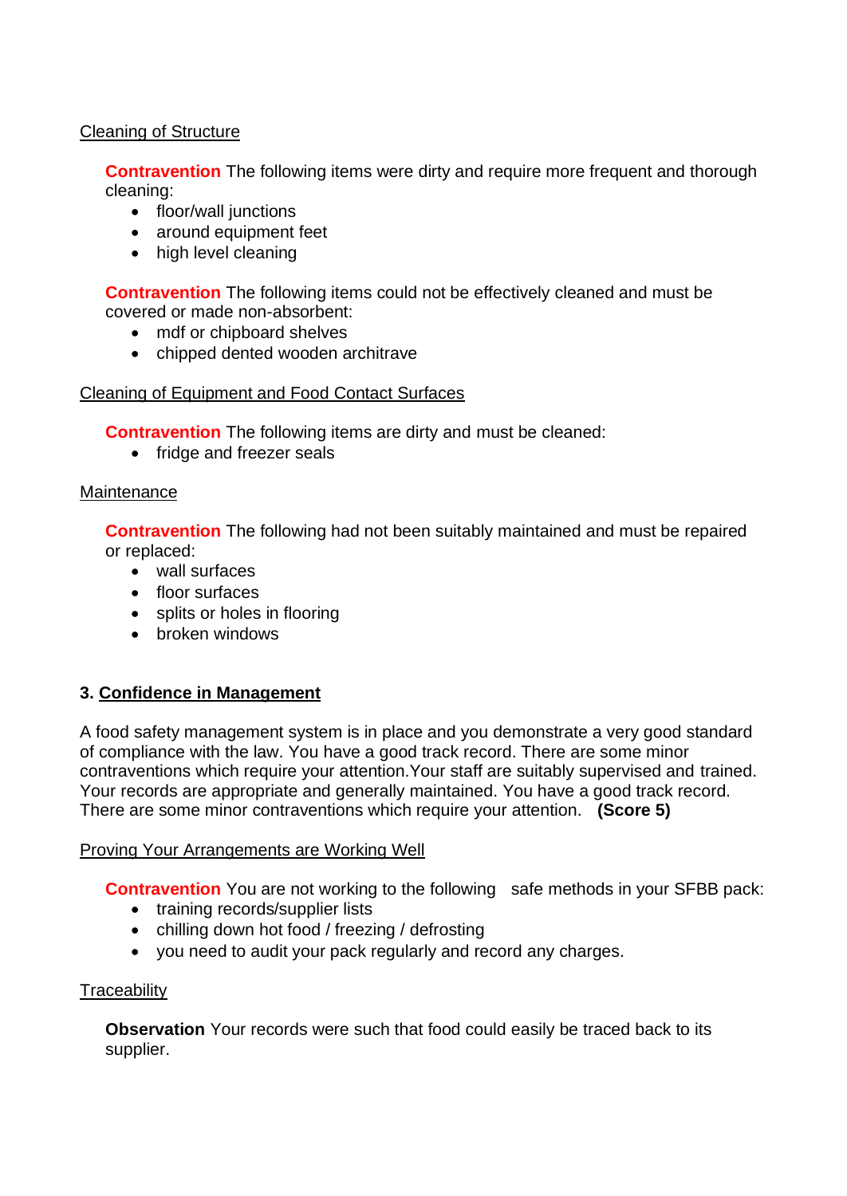Cleaning of Structure

**Contravention** The following items were dirty and require more frequent and thorough cleaning:

- floor/wall junctions
- around equipment feet
- high level cleaning

**Contravention** The following items could not be effectively cleaned and must be covered or made non-absorbent:

- mdf or chipboard shelves
- chipped dented wooden architrave

Cleaning of Equipment and Food Contact Surfaces

**Contravention** The following items are dirty and must be cleaned:

- fridge and freezer seals

Maintenance

**Contravention** The following had not been suitably maintained and must be repaired or replaced:

- wall surfaces
- floor surfaces
- splits or holes in flooring
- broken windows

## 3. Confidence in Management

A food safety management system is in place and you demonstrate a very good standard of compliance with the law. You have a good track record. There are some minor contraventions which require your attention.Your staff are suitably supervised and trained. Your records are appropriate and generally maintained. You have a good track record. There are some minor contraventions which require your attention. **(Score 5)**

Proving Your Arrangements are Working Well

**Contravention** You are not working to the following safe methods in your SFBB pack:

- training records/supplier lists
- chilling down hot food / freezing / defrosting
- you need to audit your pack regularly and record any charges.

Traceability

**Observation** Your records were such that food could easily be traced back to its supplier.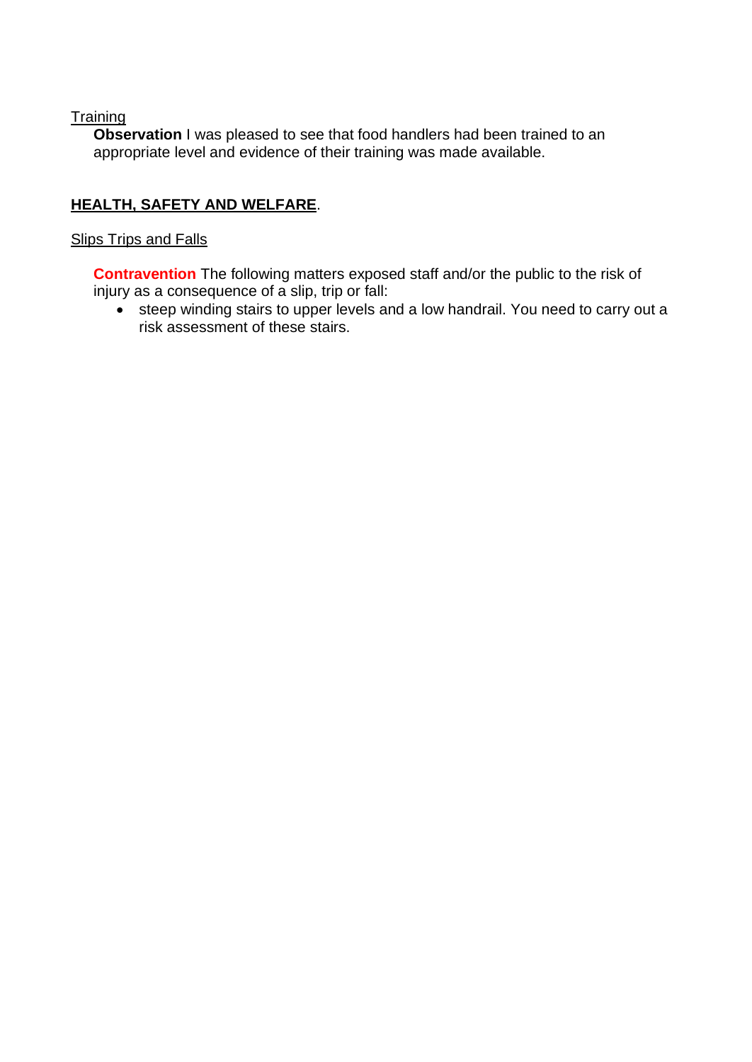Training

**Observation** I was pleased to see that food handlers had been trained to an appropriate level and evidence of their training was made available.

**HEALTH, SAFETY AND WELFARE**.

Slips Trips and Falls

**Contravention** The following matters exposed staff and/or the public to the risk of injury as a consequence of a slip, trip or fall:

- steep winding stairs to upper levels and a low handrail. You need to carry out a risk assessment of these stairs.